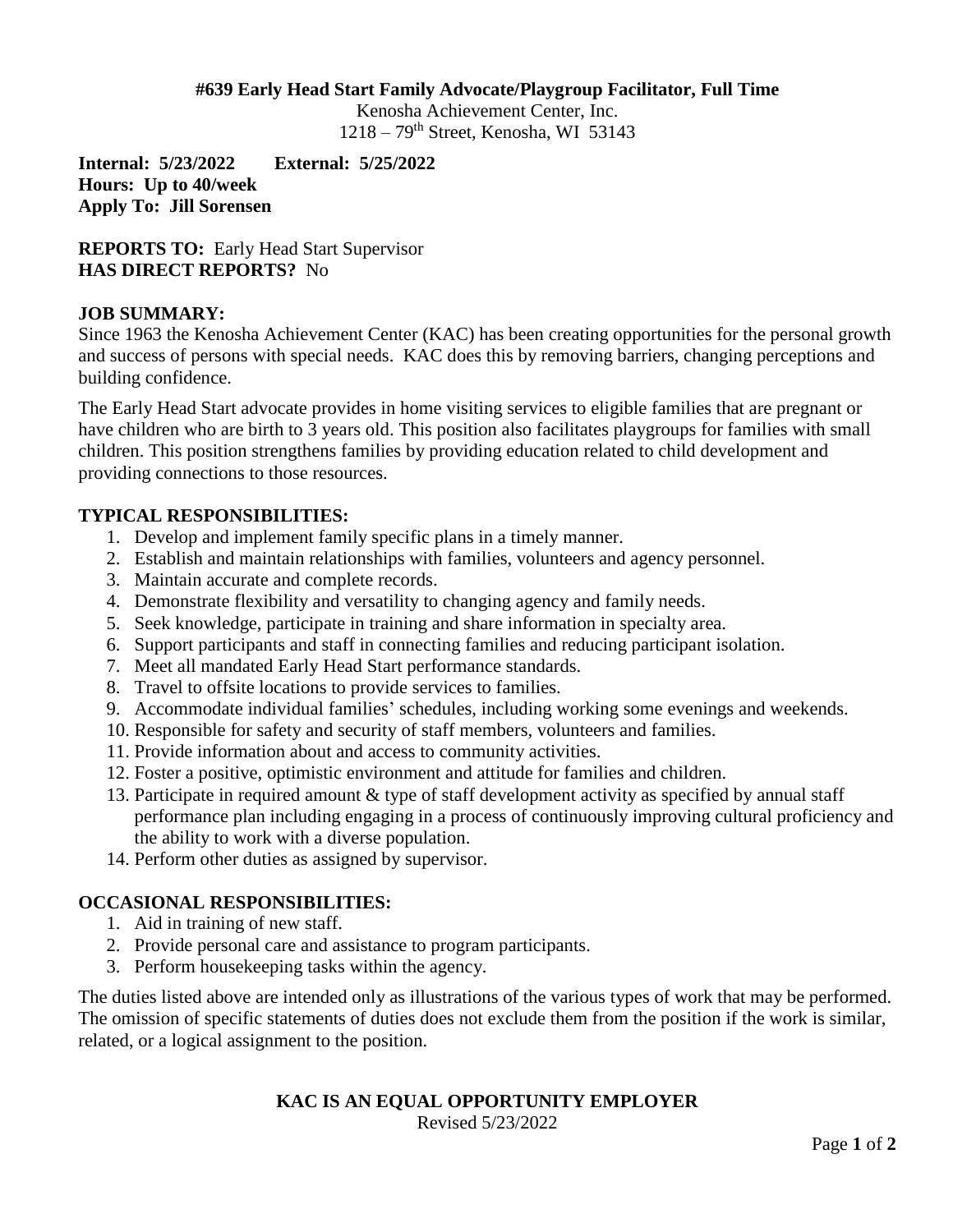**#639 Early Head Start Family Advocate/Playgroup Facilitator, Full Time**

Kenosha Achievement Center, Inc.
1218 – 79th Street, Kenosha, WI 53143

**Internal: 5/23/2022 External: 5/25/2022**
**Hours: Up to 40/week**
**Apply To: Jill Sorensen**

**REPORTS TO:** Early Head Start Supervisor
**HAS DIRECT REPORTS?** No

**JOB SUMMARY:**

Since 1963 the Kenosha Achievement Center (KAC) has been creating opportunities for the personal growth and success of persons with special needs. KAC does this by removing barriers, changing perceptions and building confidence.

The Early Head Start advocate provides in home visiting services to eligible families that are pregnant or have children who are birth to 3 years old. This position also facilitates playgroups for families with small children. This position strengthens families by providing education related to child development and providing connections to those resources.

**TYPICAL RESPONSIBILITIES:**

1. Develop and implement family specific plans in a timely manner.
2. Establish and maintain relationships with families, volunteers and agency personnel.
3. Maintain accurate and complete records.
4. Demonstrate flexibility and versatility to changing agency and family needs.
5. Seek knowledge, participate in training and share information in specialty area.
6. Support participants and staff in connecting families and reducing participant isolation.
7. Meet all mandated Early Head Start performance standards.
8. Travel to offsite locations to provide services to families.
9. Accommodate individual families' schedules, including working some evenings and weekends.
10. Responsible for safety and security of staff members, volunteers and families.
11. Provide information about and access to community activities.
12. Foster a positive, optimistic environment and attitude for families and children.
13. Participate in required amount & type of staff development activity as specified by annual staff performance plan including engaging in a process of continuously improving cultural proficiency and the ability to work with a diverse population.
14. Perform other duties as assigned by supervisor.

**OCCASIONAL RESPONSIBILITIES:**

1. Aid in training of new staff.
2. Provide personal care and assistance to program participants.
3. Perform housekeeping tasks within the agency.

The duties listed above are intended only as illustrations of the various types of work that may be performed. The omission of specific statements of duties does not exclude them from the position if the work is similar, related, or a logical assignment to the position.

**KAC IS AN EQUAL OPPORTUNITY EMPLOYER**

Revised 5/23/2022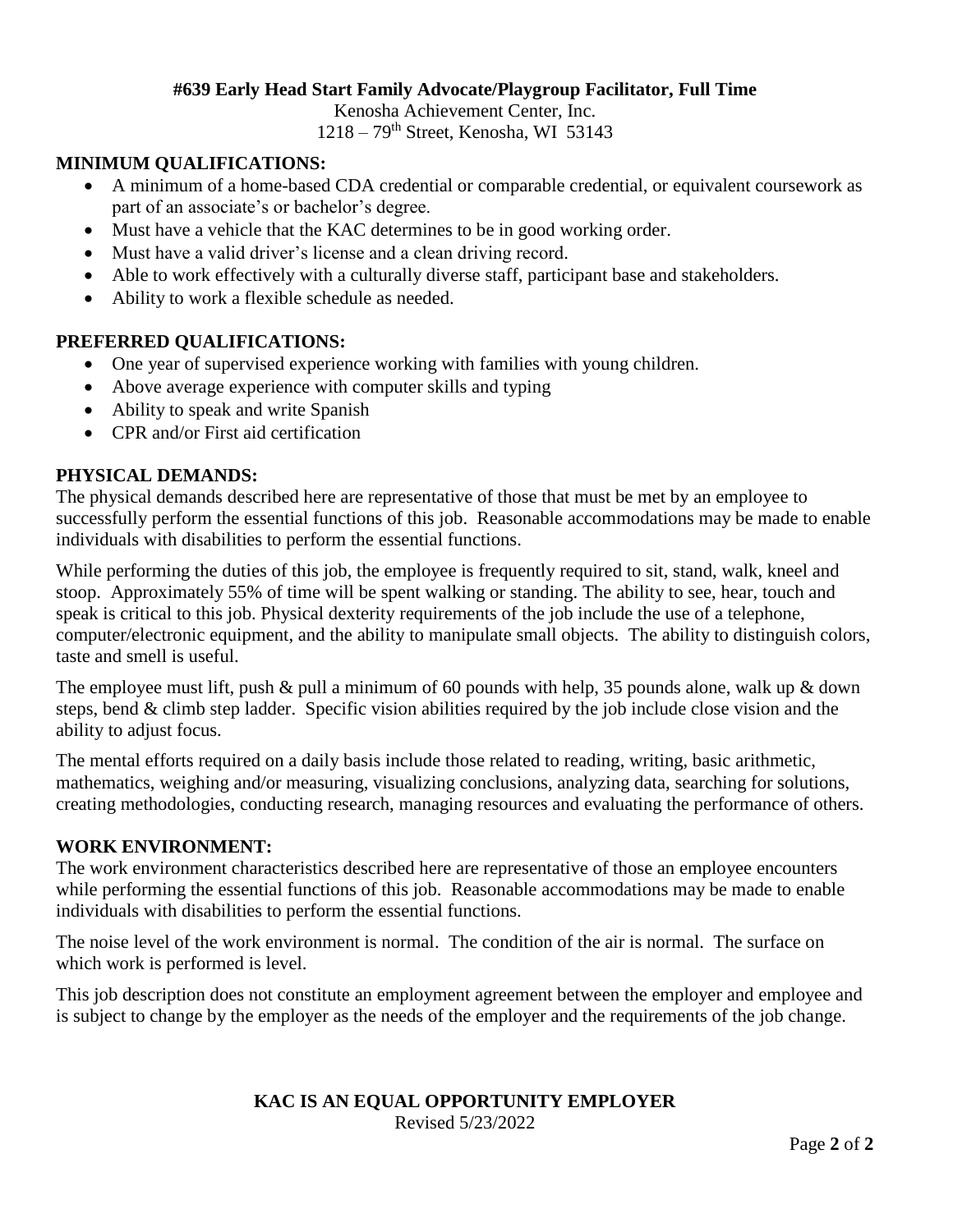**#639 Early Head Start Family Advocate/Playgroup Facilitator, Full Time**

Kenosha Achievement Center, Inc.

1218 – 79th Street, Kenosha, WI 53143

## MINIMUM QUALIFICATIONS:

- A minimum of a home-based CDA credential or comparable credential, or equivalent coursework as part of an associate's or bachelor's degree.
- Must have a vehicle that the KAC determines to be in good working order.
- Must have a valid driver's license and a clean driving record.
- Able to work effectively with a culturally diverse staff, participant base and stakeholders.
- Ability to work a flexible schedule as needed.

## PREFERRED QUALIFICATIONS:

- One year of supervised experience working with families with young children.
- Above average experience with computer skills and typing
- Ability to speak and write Spanish
- CPR and/or First aid certification

## PHYSICAL DEMANDS:

The physical demands described here are representative of those that must be met by an employee to successfully perform the essential functions of this job. Reasonable accommodations may be made to enable individuals with disabilities to perform the essential functions.

While performing the duties of this job, the employee is frequently required to sit, stand, walk, kneel and stoop. Approximately 55% of time will be spent walking or standing. The ability to see, hear, touch and speak is critical to this job. Physical dexterity requirements of the job include the use of a telephone, computer/electronic equipment, and the ability to manipulate small objects. The ability to distinguish colors, taste and smell is useful.

The employee must lift, push & pull a minimum of 60 pounds with help, 35 pounds alone, walk up & down steps, bend & climb step ladder. Specific vision abilities required by the job include close vision and the ability to adjust focus.

The mental efforts required on a daily basis include those related to reading, writing, basic arithmetic, mathematics, weighing and/or measuring, visualizing conclusions, analyzing data, searching for solutions, creating methodologies, conducting research, managing resources and evaluating the performance of others.

## WORK ENVIRONMENT:

The work environment characteristics described here are representative of those an employee encounters while performing the essential functions of this job. Reasonable accommodations may be made to enable individuals with disabilities to perform the essential functions.

The noise level of the work environment is normal. The condition of the air is normal. The surface on which work is performed is level.

This job description does not constitute an employment agreement between the employer and employee and is subject to change by the employer as the needs of the employer and the requirements of the job change.

**KAC IS AN EQUAL OPPORTUNITY EMPLOYER**

Revised 5/23/2022